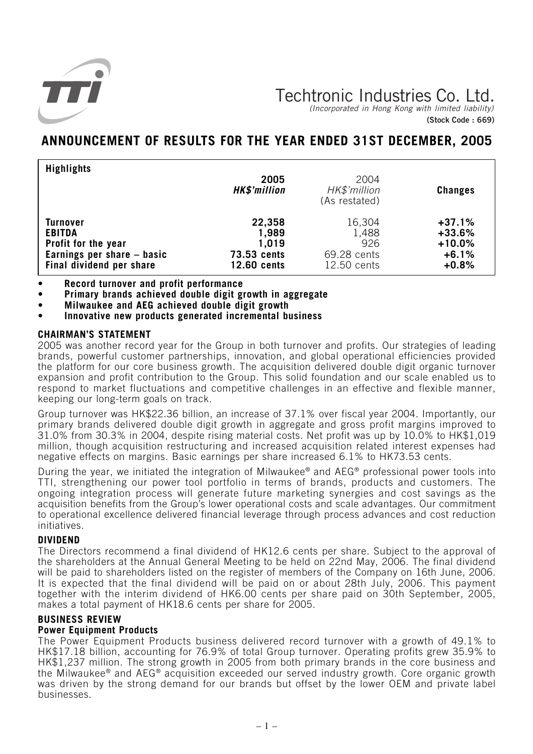# Techtronic Industries Co. Ltd.

*(Incorporated in Hong Kong with limited liability)*

**(Stock Code : 669)**

## ANNOUNCEMENT OF RESULTS FOR THE YEAR ENDED 31ST DECEMBER, 2005

| Highlights | 2005 HK$'million | 2004 HK$'million (As restated) | Changes |
|---|---|---|---|
| **Turnover** | **22,358** | 16,304 | **+37.1%** |
| **EBITDA** | **1,989** | 1,488 | **+33.6%** |
| **Profit for the year** | **1,019** | 926 | **+10.0%** |
| **Earnings per share – basic** | **73.53 cents** | 69.28 cents | **+6.1%** |
| **Final dividend per share** | **12.60 cents** | 12.50 cents | **+0.8%** |

- **Record turnover and profit performance**
- **Primary brands achieved double digit growth in aggregate**
- **Milwaukee and AEG achieved double digit growth**
- **Innovative new products generated incremental business**

### CHAIRMAN'S STATEMENT

2005 was another record year for the Group in both turnover and profits. Our strategies of leading brands, powerful customer partnerships, innovation, and global operational efficiencies provided the platform for our core business growth. The acquisition delivered double digit organic turnover expansion and profit contribution to the Group. This solid foundation and our scale enabled us to respond to market fluctuations and competitive challenges in an effective and flexible manner, keeping our long-term goals on track.

Group turnover was HK$22.36 billion, an increase of 37.1% over fiscal year 2004. Importantly, our primary brands delivered double digit growth in aggregate and gross profit margins improved to 31.0% from 30.3% in 2004, despite rising material costs. Net profit was up by 10.0% to HK$1,019 million, though acquisition restructuring and increased acquisition related interest expenses had negative effects on margins. Basic earnings per share increased 6.1% to HK73.53 cents.

During the year, we initiated the integration of Milwaukee® and AEG® professional power tools into TTI, strengthening our power tool portfolio in terms of brands, products and customers. The ongoing integration process will generate future marketing synergies and cost savings as the acquisition benefits from the Group's lower operational costs and scale advantages. Our commitment to operational excellence delivered financial leverage through process advances and cost reduction initiatives.

### DIVIDEND

The Directors recommend a final dividend of HK12.6 cents per share. Subject to the approval of the shareholders at the Annual General Meeting to be held on 22nd May, 2006. The final dividend will be paid to shareholders listed on the register of members of the Company on 16th June, 2006. It is expected that the final dividend will be paid on or about 28th July, 2006. This payment together with the interim dividend of HK6.00 cents per share paid on 30th September, 2005, makes a total payment of HK18.6 cents per share for 2005.

### BUSINESS REVIEW

#### Power Equipment Products

The Power Equipment Products business delivered record turnover with a growth of 49.1% to HK$17.18 billion, accounting for 76.9% of total Group turnover. Operating profits grew 35.9% to HK$1,237 million. The strong growth in 2005 from both primary brands in the core business and the Milwaukee® and AEG® acquisition exceeded our served industry growth. Core organic growth was driven by the strong demand for our brands but offset by the lower OEM and private label businesses.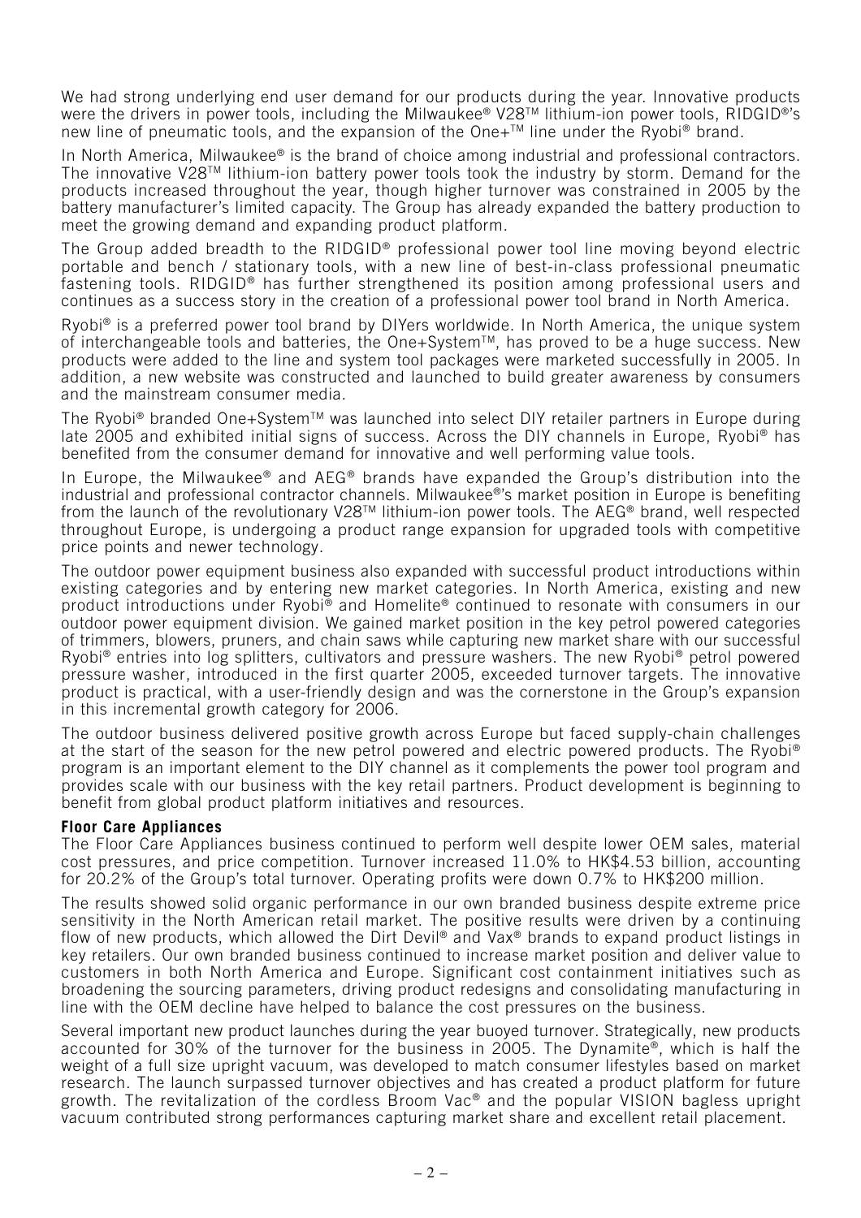We had strong underlying end user demand for our products during the year. Innovative products were the drivers in power tools, including the Milwaukee® V28™ lithium-ion power tools, RIDGID®'s new line of pneumatic tools, and the expansion of the One+™ line under the Ryobi® brand.

In North America, Milwaukee® is the brand of choice among industrial and professional contractors. The innovative V28™ lithium-ion battery power tools took the industry by storm. Demand for the products increased throughout the year, though higher turnover was constrained in 2005 by the battery manufacturer's limited capacity. The Group has already expanded the battery production to meet the growing demand and expanding product platform.

The Group added breadth to the RIDGID® professional power tool line moving beyond electric portable and bench / stationary tools, with a new line of best-in-class professional pneumatic fastening tools. RIDGID® has further strengthened its position among professional users and continues as a success story in the creation of a professional power tool brand in North America.

Ryobi® is a preferred power tool brand by DIYers worldwide. In North America, the unique system of interchangeable tools and batteries, the One+System™, has proved to be a huge success. New products were added to the line and system tool packages were marketed successfully in 2005. In addition, a new website was constructed and launched to build greater awareness by consumers and the mainstream consumer media.

The Ryobi® branded One+System™ was launched into select DIY retailer partners in Europe during late 2005 and exhibited initial signs of success. Across the DIY channels in Europe, Ryobi® has benefited from the consumer demand for innovative and well performing value tools.

In Europe, the Milwaukee® and AEG® brands have expanded the Group's distribution into the industrial and professional contractor channels. Milwaukee®'s market position in Europe is benefiting from the launch of the revolutionary V28™ lithium-ion power tools. The AEG® brand, well respected throughout Europe, is undergoing a product range expansion for upgraded tools with competitive price points and newer technology.

The outdoor power equipment business also expanded with successful product introductions within existing categories and by entering new market categories. In North America, existing and new product introductions under Ryobi® and Homelite® continued to resonate with consumers in our outdoor power equipment division. We gained market position in the key petrol powered categories of trimmers, blowers, pruners, and chain saws while capturing new market share with our successful Ryobi® entries into log splitters, cultivators and pressure washers. The new Ryobi® petrol powered pressure washer, introduced in the first quarter 2005, exceeded turnover targets. The innovative product is practical, with a user-friendly design and was the cornerstone in the Group's expansion in this incremental growth category for 2006.

The outdoor business delivered positive growth across Europe but faced supply-chain challenges at the start of the season for the new petrol powered and electric powered products. The Ryobi® program is an important element to the DIY channel as it complements the power tool program and provides scale with our business with the key retail partners. Product development is beginning to benefit from global product platform initiatives and resources.

**Floor Care Appliances**

The Floor Care Appliances business continued to perform well despite lower OEM sales, material cost pressures, and price competition. Turnover increased 11.0% to HK$4.53 billion, accounting for 20.2% of the Group's total turnover. Operating profits were down 0.7% to HK$200 million.

The results showed solid organic performance in our own branded business despite extreme price sensitivity in the North American retail market. The positive results were driven by a continuing flow of new products, which allowed the Dirt Devil® and Vax® brands to expand product listings in key retailers. Our own branded business continued to increase market position and deliver value to customers in both North America and Europe. Significant cost containment initiatives such as broadening the sourcing parameters, driving product redesigns and consolidating manufacturing in line with the OEM decline have helped to balance the cost pressures on the business.

Several important new product launches during the year buoyed turnover. Strategically, new products accounted for 30% of the turnover for the business in 2005. The Dynamite®, which is half the weight of a full size upright vacuum, was developed to match consumer lifestyles based on market research. The launch surpassed turnover objectives and has created a product platform for future growth. The revitalization of the cordless Broom Vac® and the popular VISION bagless upright vacuum contributed strong performances capturing market share and excellent retail placement.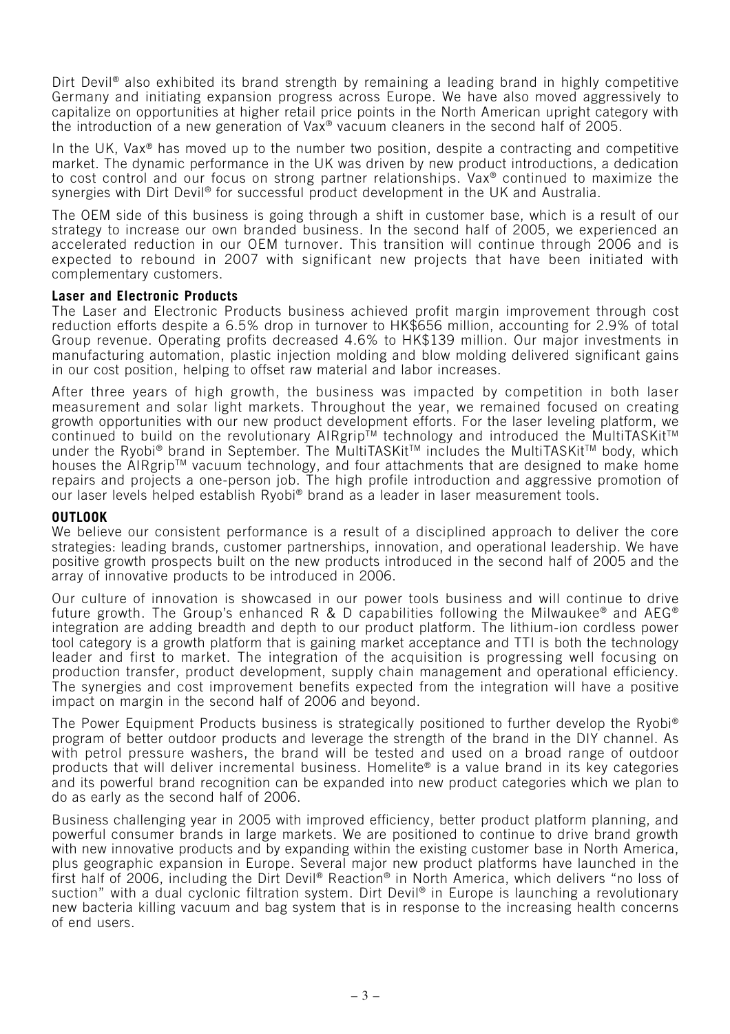Dirt Devil® also exhibited its brand strength by remaining a leading brand in highly competitive Germany and initiating expansion progress across Europe. We have also moved aggressively to capitalize on opportunities at higher retail price points in the North American upright category with the introduction of a new generation of Vax® vacuum cleaners in the second half of 2005.

In the UK, Vax® has moved up to the number two position, despite a contracting and competitive market. The dynamic performance in the UK was driven by new product introductions, a dedication to cost control and our focus on strong partner relationships. Vax® continued to maximize the synergies with Dirt Devil® for successful product development in the UK and Australia.

The OEM side of this business is going through a shift in customer base, which is a result of our strategy to increase our own branded business. In the second half of 2005, we experienced an accelerated reduction in our OEM turnover. This transition will continue through 2006 and is expected to rebound in 2007 with significant new projects that have been initiated with complementary customers.

**Laser and Electronic Products**

The Laser and Electronic Products business achieved profit margin improvement through cost reduction efforts despite a 6.5% drop in turnover to HK$656 million, accounting for 2.9% of total Group revenue. Operating profits decreased 4.6% to HK$139 million. Our major investments in manufacturing automation, plastic injection molding and blow molding delivered significant gains in our cost position, helping to offset raw material and labor increases.

After three years of high growth, the business was impacted by competition in both laser measurement and solar light markets. Throughout the year, we remained focused on creating growth opportunities with our new product development efforts. For the laser leveling platform, we continued to build on the revolutionary AIRgrip™ technology and introduced the MultiTASKit™ under the Ryobi® brand in September. The MultiTASKit™ includes the MultiTASKit™ body, which houses the AIRgrip™ vacuum technology, and four attachments that are designed to make home repairs and projects a one-person job. The high profile introduction and aggressive promotion of our laser levels helped establish Ryobi® brand as a leader in laser measurement tools.

## OUTLOOK

We believe our consistent performance is a result of a disciplined approach to deliver the core strategies: leading brands, customer partnerships, innovation, and operational leadership. We have positive growth prospects built on the new products introduced in the second half of 2005 and the array of innovative products to be introduced in 2006.

Our culture of innovation is showcased in our power tools business and will continue to drive future growth. The Group's enhanced R & D capabilities following the Milwaukee® and AEG® integration are adding breadth and depth to our product platform. The lithium-ion cordless power tool category is a growth platform that is gaining market acceptance and TTI is both the technology leader and first to market. The integration of the acquisition is progressing well focusing on production transfer, product development, supply chain management and operational efficiency. The synergies and cost improvement benefits expected from the integration will have a positive impact on margin in the second half of 2006 and beyond.

The Power Equipment Products business is strategically positioned to further develop the Ryobi® program of better outdoor products and leverage the strength of the brand in the DIY channel. As with petrol pressure washers, the brand will be tested and used on a broad range of outdoor products that will deliver incremental business. Homelite® is a value brand in its key categories and its powerful brand recognition can be expanded into new product categories which we plan to do as early as the second half of 2006.

Business challenging year in 2005 with improved efficiency, better product platform planning, and powerful consumer brands in large markets. We are positioned to continue to drive brand growth with new innovative products and by expanding within the existing customer base in North America, plus geographic expansion in Europe. Several major new product platforms have launched in the first half of 2006, including the Dirt Devil® Reaction® in North America, which delivers "no loss of suction" with a dual cyclonic filtration system. Dirt Devil® in Europe is launching a revolutionary new bacteria killing vacuum and bag system that is in response to the increasing health concerns of end users.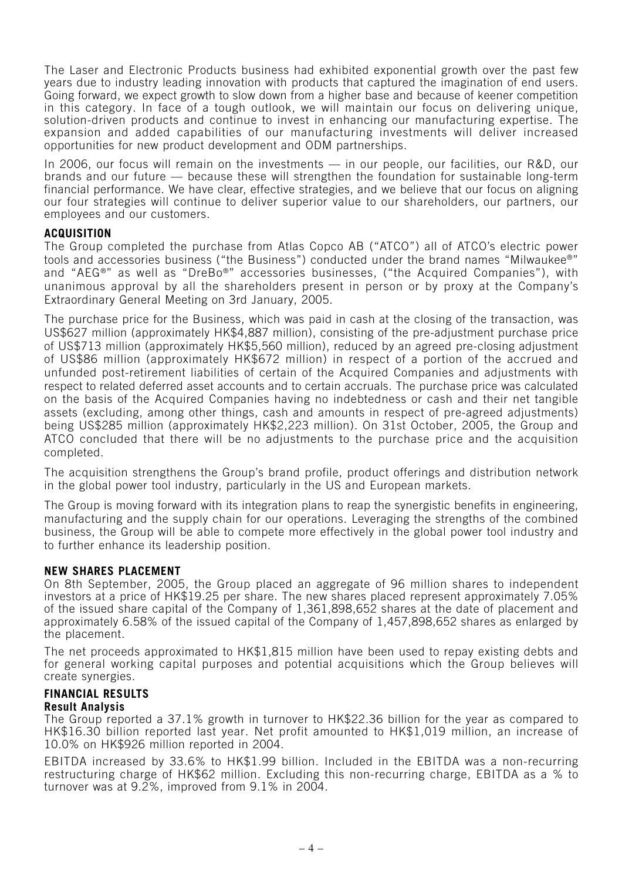The Laser and Electronic Products business had exhibited exponential growth over the past few years due to industry leading innovation with products that captured the imagination of end users. Going forward, we expect growth to slow down from a higher base and because of keener competition in this category. In face of a tough outlook, we will maintain our focus on delivering unique, solution-driven products and continue to invest in enhancing our manufacturing expertise. The expansion and added capabilities of our manufacturing investments will deliver increased opportunities for new product development and ODM partnerships.

In 2006, our focus will remain on the investments — in our people, our facilities, our R&D, our brands and our future — because these will strengthen the foundation for sustainable long-term financial performance. We have clear, effective strategies, and we believe that our focus on aligning our four strategies will continue to deliver superior value to our shareholders, our partners, our employees and our customers.

## ACQUISITION

The Group completed the purchase from Atlas Copco AB ("ATCO") all of ATCO's electric power tools and accessories business ("the Business") conducted under the brand names "Milwaukee®" and "AEG®" as well as "DreBo®" accessories businesses, ("the Acquired Companies"), with unanimous approval by all the shareholders present in person or by proxy at the Company's Extraordinary General Meeting on 3rd January, 2005.

The purchase price for the Business, which was paid in cash at the closing of the transaction, was US$627 million (approximately HK$4,887 million), consisting of the pre-adjustment purchase price of US$713 million (approximately HK$5,560 million), reduced by an agreed pre-closing adjustment of US$86 million (approximately HK$672 million) in respect of a portion of the accrued and unfunded post-retirement liabilities of certain of the Acquired Companies and adjustments with respect to related deferred asset accounts and to certain accruals. The purchase price was calculated on the basis of the Acquired Companies having no indebtedness or cash and their net tangible assets (excluding, among other things, cash and amounts in respect of pre-agreed adjustments) being US$285 million (approximately HK$2,223 million). On 31st October, 2005, the Group and ATCO concluded that there will be no adjustments to the purchase price and the acquisition completed.

The acquisition strengthens the Group's brand profile, product offerings and distribution network in the global power tool industry, particularly in the US and European markets.

The Group is moving forward with its integration plans to reap the synergistic benefits in engineering, manufacturing and the supply chain for our operations. Leveraging the strengths of the combined business, the Group will be able to compete more effectively in the global power tool industry and to further enhance its leadership position.

## NEW SHARES PLACEMENT

On 8th September, 2005, the Group placed an aggregate of 96 million shares to independent investors at a price of HK$19.25 per share. The new shares placed represent approximately 7.05% of the issued share capital of the Company of 1,361,898,652 shares at the date of placement and approximately 6.58% of the issued capital of the Company of 1,457,898,652 shares as enlarged by the placement.

The net proceeds approximated to HK$1,815 million have been used to repay existing debts and for general working capital purposes and potential acquisitions which the Group believes will create synergies.

## FINANCIAL RESULTS

### Result Analysis

The Group reported a 37.1% growth in turnover to HK$22.36 billion for the year as compared to HK$16.30 billion reported last year. Net profit amounted to HK$1,019 million, an increase of 10.0% on HK$926 million reported in 2004.

EBITDA increased by 33.6% to HK$1.99 billion. Included in the EBITDA was a non-recurring restructuring charge of HK$62 million. Excluding this non-recurring charge, EBITDA as a % to turnover was at 9.2%, improved from 9.1% in 2004.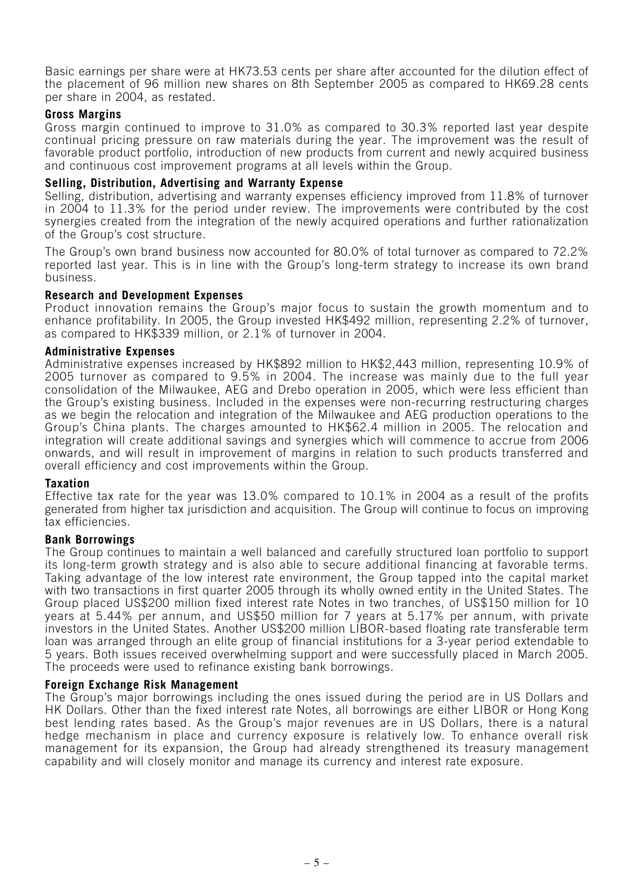Basic earnings per share were at HK73.53 cents per share after accounted for the dilution effect of the placement of 96 million new shares on 8th September 2005 as compared to HK69.28 cents per share in 2004, as restated.

**Gross Margins**

Gross margin continued to improve to 31.0% as compared to 30.3% reported last year despite continual pricing pressure on raw materials during the year. The improvement was the result of favorable product portfolio, introduction of new products from current and newly acquired business and continuous cost improvement programs at all levels within the Group.

**Selling, Distribution, Advertising and Warranty Expense**

Selling, distribution, advertising and warranty expenses efficiency improved from 11.8% of turnover in 2004 to 11.3% for the period under review. The improvements were contributed by the cost synergies created from the integration of the newly acquired operations and further rationalization of the Group's cost structure.

The Group's own brand business now accounted for 80.0% of total turnover as compared to 72.2% reported last year. This is in line with the Group's long-term strategy to increase its own brand business.

**Research and Development Expenses**

Product innovation remains the Group's major focus to sustain the growth momentum and to enhance profitability. In 2005, the Group invested HK$492 million, representing 2.2% of turnover, as compared to HK$339 million, or 2.1% of turnover in 2004.

**Administrative Expenses**

Administrative expenses increased by HK$892 million to HK$2,443 million, representing 10.9% of 2005 turnover as compared to 9.5% in 2004. The increase was mainly due to the full year consolidation of the Milwaukee, AEG and Drebo operation in 2005, which were less efficient than the Group's existing business. Included in the expenses were non-recurring restructuring charges as we begin the relocation and integration of the Milwaukee and AEG production operations to the Group's China plants. The charges amounted to HK$62.4 million in 2005. The relocation and integration will create additional savings and synergies which will commence to accrue from 2006 onwards, and will result in improvement of margins in relation to such products transferred and overall efficiency and cost improvements within the Group.

**Taxation**

Effective tax rate for the year was 13.0% compared to 10.1% in 2004 as a result of the profits generated from higher tax jurisdiction and acquisition. The Group will continue to focus on improving tax efficiencies.

**Bank Borrowings**

The Group continues to maintain a well balanced and carefully structured loan portfolio to support its long-term growth strategy and is also able to secure additional financing at favorable terms. Taking advantage of the low interest rate environment, the Group tapped into the capital market with two transactions in first quarter 2005 through its wholly owned entity in the United States. The Group placed US$200 million fixed interest rate Notes in two tranches, of US$150 million for 10 years at 5.44% per annum, and US$50 million for 7 years at 5.17% per annum, with private investors in the United States. Another US$200 million LIBOR-based floating rate transferable term loan was arranged through an elite group of financial institutions for a 3-year period extendable to 5 years. Both issues received overwhelming support and were successfully placed in March 2005. The proceeds were used to refinance existing bank borrowings.

**Foreign Exchange Risk Management**

The Group's major borrowings including the ones issued during the period are in US Dollars and HK Dollars. Other than the fixed interest rate Notes, all borrowings are either LIBOR or Hong Kong best lending rates based. As the Group's major revenues are in US Dollars, there is a natural hedge mechanism in place and currency exposure is relatively low. To enhance overall risk management for its expansion, the Group had already strengthened its treasury management capability and will closely monitor and manage its currency and interest rate exposure.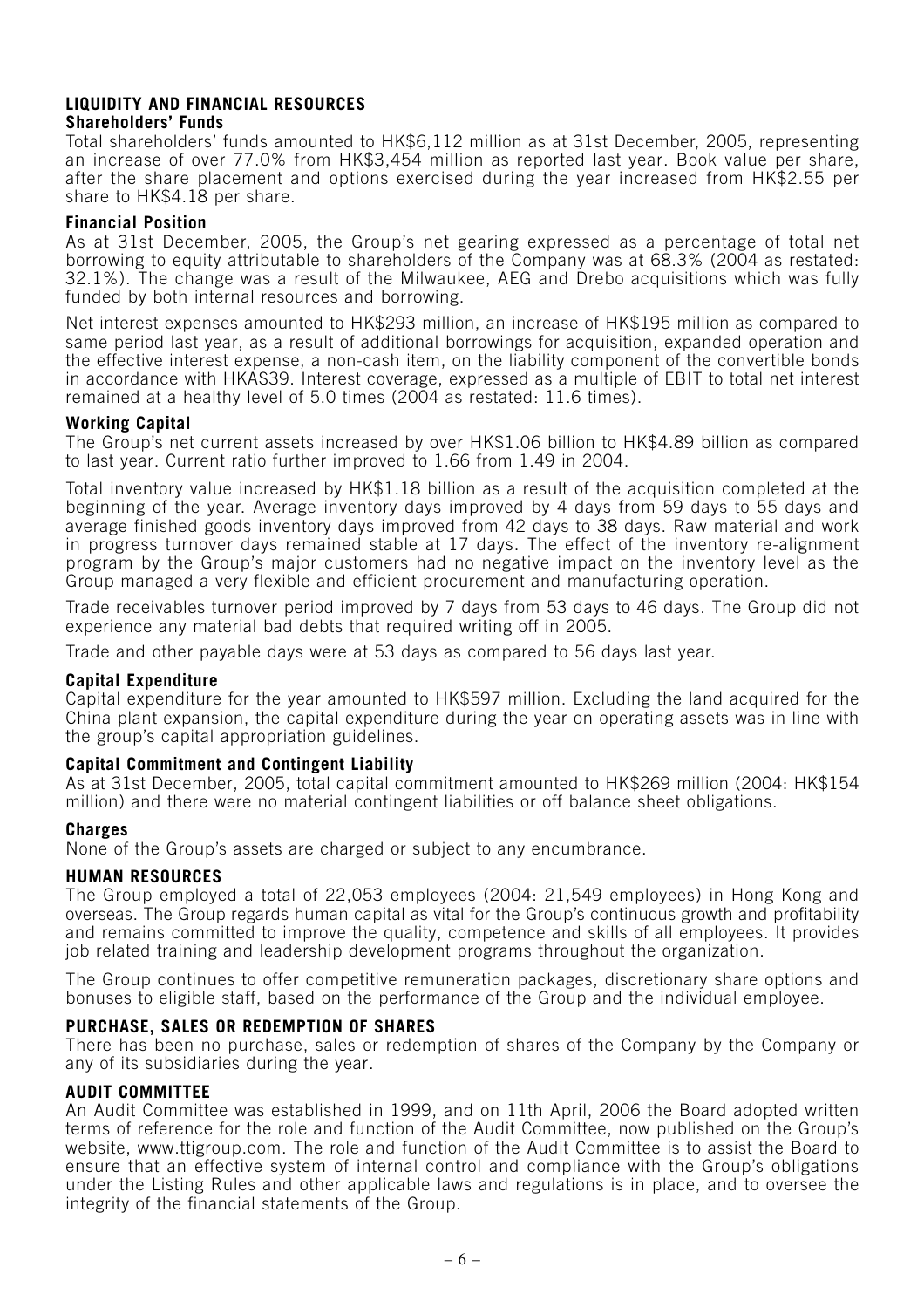## LIQUIDITY AND FINANCIAL RESOURCES

### Shareholders' Funds

Total shareholders' funds amounted to HK$6,112 million as at 31st December, 2005, representing an increase of over 77.0% from HK$3,454 million as reported last year. Book value per share, after the share placement and options exercised during the year increased from HK$2.55 per share to HK$4.18 per share.

### Financial Position

As at 31st December, 2005, the Group's net gearing expressed as a percentage of total net borrowing to equity attributable to shareholders of the Company was at 68.3% (2004 as restated: 32.1%). The change was a result of the Milwaukee, AEG and Drebo acquisitions which was fully funded by both internal resources and borrowing.

Net interest expenses amounted to HK$293 million, an increase of HK$195 million as compared to same period last year, as a result of additional borrowings for acquisition, expanded operation and the effective interest expense, a non-cash item, on the liability component of the convertible bonds in accordance with HKAS39. Interest coverage, expressed as a multiple of EBIT to total net interest remained at a healthy level of 5.0 times (2004 as restated: 11.6 times).

### Working Capital

The Group's net current assets increased by over HK$1.06 billion to HK$4.89 billion as compared to last year. Current ratio further improved to 1.66 from 1.49 in 2004.

Total inventory value increased by HK$1.18 billion as a result of the acquisition completed at the beginning of the year. Average inventory days improved by 4 days from 59 days to 55 days and average finished goods inventory days improved from 42 days to 38 days. Raw material and work in progress turnover days remained stable at 17 days. The effect of the inventory re-alignment program by the Group's major customers had no negative impact on the inventory level as the Group managed a very flexible and efficient procurement and manufacturing operation.

Trade receivables turnover period improved by 7 days from 53 days to 46 days. The Group did not experience any material bad debts that required writing off in 2005.

Trade and other payable days were at 53 days as compared to 56 days last year.

### Capital Expenditure

Capital expenditure for the year amounted to HK$597 million. Excluding the land acquired for the China plant expansion, the capital expenditure during the year on operating assets was in line with the group's capital appropriation guidelines.

### Capital Commitment and Contingent Liability

As at 31st December, 2005, total capital commitment amounted to HK$269 million (2004: HK$154 million) and there were no material contingent liabilities or off balance sheet obligations.

### Charges

None of the Group's assets are charged or subject to any encumbrance.

## HUMAN RESOURCES

The Group employed a total of 22,053 employees (2004: 21,549 employees) in Hong Kong and overseas. The Group regards human capital as vital for the Group's continuous growth and profitability and remains committed to improve the quality, competence and skills of all employees. It provides job related training and leadership development programs throughout the organization.

The Group continues to offer competitive remuneration packages, discretionary share options and bonuses to eligible staff, based on the performance of the Group and the individual employee.

## PURCHASE, SALES OR REDEMPTION OF SHARES

There has been no purchase, sales or redemption of shares of the Company by the Company or any of its subsidiaries during the year.

## AUDIT COMMITTEE

An Audit Committee was established in 1999, and on 11th April, 2006 the Board adopted written terms of reference for the role and function of the Audit Committee, now published on the Group's website, www.ttigroup.com. The role and function of the Audit Committee is to assist the Board to ensure that an effective system of internal control and compliance with the Group's obligations under the Listing Rules and other applicable laws and regulations is in place, and to oversee the integrity of the financial statements of the Group.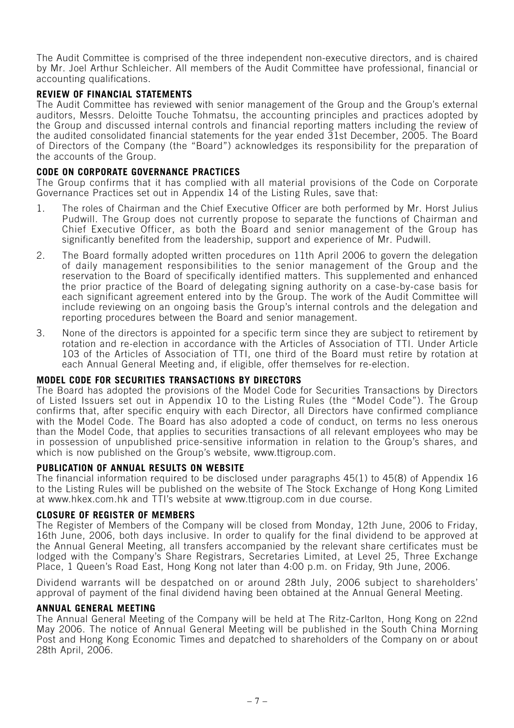The Audit Committee is comprised of the three independent non-executive directors, and is chaired by Mr. Joel Arthur Schleicher. All members of the Audit Committee have professional, financial or accounting qualifications.

## REVIEW OF FINANCIAL STATEMENTS

The Audit Committee has reviewed with senior management of the Group and the Group's external auditors, Messrs. Deloitte Touche Tohmatsu, the accounting principles and practices adopted by the Group and discussed internal controls and financial reporting matters including the review of the audited consolidated financial statements for the year ended 31st December, 2005. The Board of Directors of the Company (the "Board") acknowledges its responsibility for the preparation of the accounts of the Group.

## CODE ON CORPORATE GOVERNANCE PRACTICES

The Group confirms that it has complied with all material provisions of the Code on Corporate Governance Practices set out in Appendix 14 of the Listing Rules, save that:

1. The roles of Chairman and the Chief Executive Officer are both performed by Mr. Horst Julius Pudwill. The Group does not currently propose to separate the functions of Chairman and Chief Executive Officer, as both the Board and senior management of the Group has significantly benefited from the leadership, support and experience of Mr. Pudwill.
2. The Board formally adopted written procedures on 11th April 2006 to govern the delegation of daily management responsibilities to the senior management of the Group and the reservation to the Board of specifically identified matters. This supplemented and enhanced the prior practice of the Board of delegating signing authority on a case-by-case basis for each significant agreement entered into by the Group. The work of the Audit Committee will include reviewing on an ongoing basis the Group's internal controls and the delegation and reporting procedures between the Board and senior management.
3. None of the directors is appointed for a specific term since they are subject to retirement by rotation and re-election in accordance with the Articles of Association of TTI. Under Article 103 of the Articles of Association of TTI, one third of the Board must retire by rotation at each Annual General Meeting and, if eligible, offer themselves for re-election.

## MODEL CODE FOR SECURITIES TRANSACTIONS BY DIRECTORS

The Board has adopted the provisions of the Model Code for Securities Transactions by Directors of Listed Issuers set out in Appendix 10 to the Listing Rules (the "Model Code"). The Group confirms that, after specific enquiry with each Director, all Directors have confirmed compliance with the Model Code. The Board has also adopted a code of conduct, on terms no less onerous than the Model Code, that applies to securities transactions of all relevant employees who may be in possession of unpublished price-sensitive information in relation to the Group's shares, and which is now published on the Group's website, www.ttigroup.com.

## PUBLICATION OF ANNUAL RESULTS ON WEBSITE

The financial information required to be disclosed under paragraphs 45(1) to 45(8) of Appendix 16 to the Listing Rules will be published on the website of The Stock Exchange of Hong Kong Limited at www.hkex.com.hk and TTI's website at www.ttigroup.com in due course.

## CLOSURE OF REGISTER OF MEMBERS

The Register of Members of the Company will be closed from Monday, 12th June, 2006 to Friday, 16th June, 2006, both days inclusive. In order to qualify for the final dividend to be approved at the Annual General Meeting, all transfers accompanied by the relevant share certificates must be lodged with the Company's Share Registrars, Secretaries Limited, at Level 25, Three Exchange Place, 1 Queen's Road East, Hong Kong not later than 4:00 p.m. on Friday, 9th June, 2006.

Dividend warrants will be despatched on or around 28th July, 2006 subject to shareholders' approval of payment of the final dividend having been obtained at the Annual General Meeting.

## ANNUAL GENERAL MEETING

The Annual General Meeting of the Company will be held at The Ritz-Carlton, Hong Kong on 22nd May 2006. The notice of Annual General Meeting will be published in the South China Morning Post and Hong Kong Economic Times and depatched to shareholders of the Company on or about 28th April, 2006.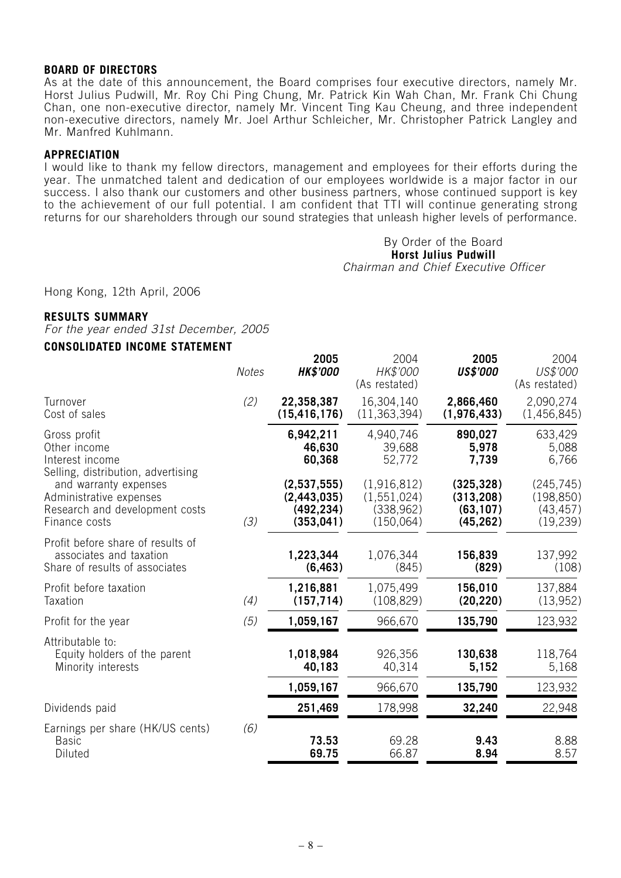**BOARD OF DIRECTORS**

As at the date of this announcement, the Board comprises four executive directors, namely Mr. Horst Julius Pudwill, Mr. Roy Chi Ping Chung, Mr. Patrick Kin Wah Chan, Mr. Frank Chi Chung Chan, one non-executive director, namely Mr. Vincent Ting Kau Cheung, and three independent non-executive directors, namely Mr. Joel Arthur Schleicher, Mr. Christopher Patrick Langley and Mr. Manfred Kuhlmann.

**APPRECIATION**

I would like to thank my fellow directors, management and employees for their efforts during the year. The unmatched talent and dedication of our employees worldwide is a major factor in our success. I also thank our customers and other business partners, whose continued support is key to the achievement of our full potential. I am confident that TTI will continue generating strong returns for our shareholders through our sound strategies that unleash higher levels of performance.

By Order of the Board
**Horst Julius Pudwill**
*Chairman and Chief Executive Officer*

Hong Kong, 12th April, 2006

**RESULTS SUMMARY**

*For the year ended 31st December, 2005*

**CONSOLIDATED INCOME STATEMENT**

| | *Notes* | **2005** ***HK$'000*** | 2004 *HK$'000* (As restated) | **2005** ***US$'000*** | 2004 *US$'000* (As restated) |
|---|---|---|---|---|---|
| Turnover | (2) | **22,358,387** | 16,304,140 | **2,866,460** | 2,090,274 |
| Cost of sales | | **(15,416,176)** | (11,363,394) | **(1,976,433)** | (1,456,845) |
| Gross profit | | **6,942,211** | 4,940,746 | **890,027** | 633,429 |
| Other income | | **46,630** | 39,688 | **5,978** | 5,088 |
| Interest income | | **60,368** | 52,772 | **7,739** | 6,766 |
| Selling, distribution, advertising and warranty expenses | | **(2,537,555)** | (1,916,812) | **(325,328)** | (245,745) |
| Administrative expenses | | **(2,443,035)** | (1,551,024) | **(313,208)** | (198,850) |
| Research and development costs | | **(492,234)** | (338,962) | **(63,107)** | (43,457) |
| Finance costs | (3) | **(353,041)** | (150,064) | **(45,262)** | (19,239) |
| Profit before share of results of associates and taxation | | **1,223,344** | 1,076,344 | **156,839** | 137,992 |
| Share of results of associates | | **(6,463)** | (845) | **(829)** | (108) |
| Profit before taxation | | **1,216,881** | 1,075,499 | **156,010** | 137,884 |
| Taxation | (4) | **(157,714)** | (108,829) | **(20,220)** | (13,952) |
| Profit for the year | (5) | **1,059,167** | 966,670 | **135,790** | 123,932 |
| Attributable to: | | | | | |
| Equity holders of the parent | | **1,018,984** | 926,356 | **130,638** | 118,764 |
| Minority interests | | **40,183** | 40,314 | **5,152** | 5,168 |
| | | **1,059,167** | 966,670 | **135,790** | 123,932 |
| Dividends paid | | **251,469** | 178,998 | **32,240** | 22,948 |
| Earnings per share (HK/US cents) | (6) | | | | |
| Basic | | **73.53** | 69.28 | **9.43** | 8.88 |
| Diluted | | **69.75** | 66.87 | **8.94** | 8.57 |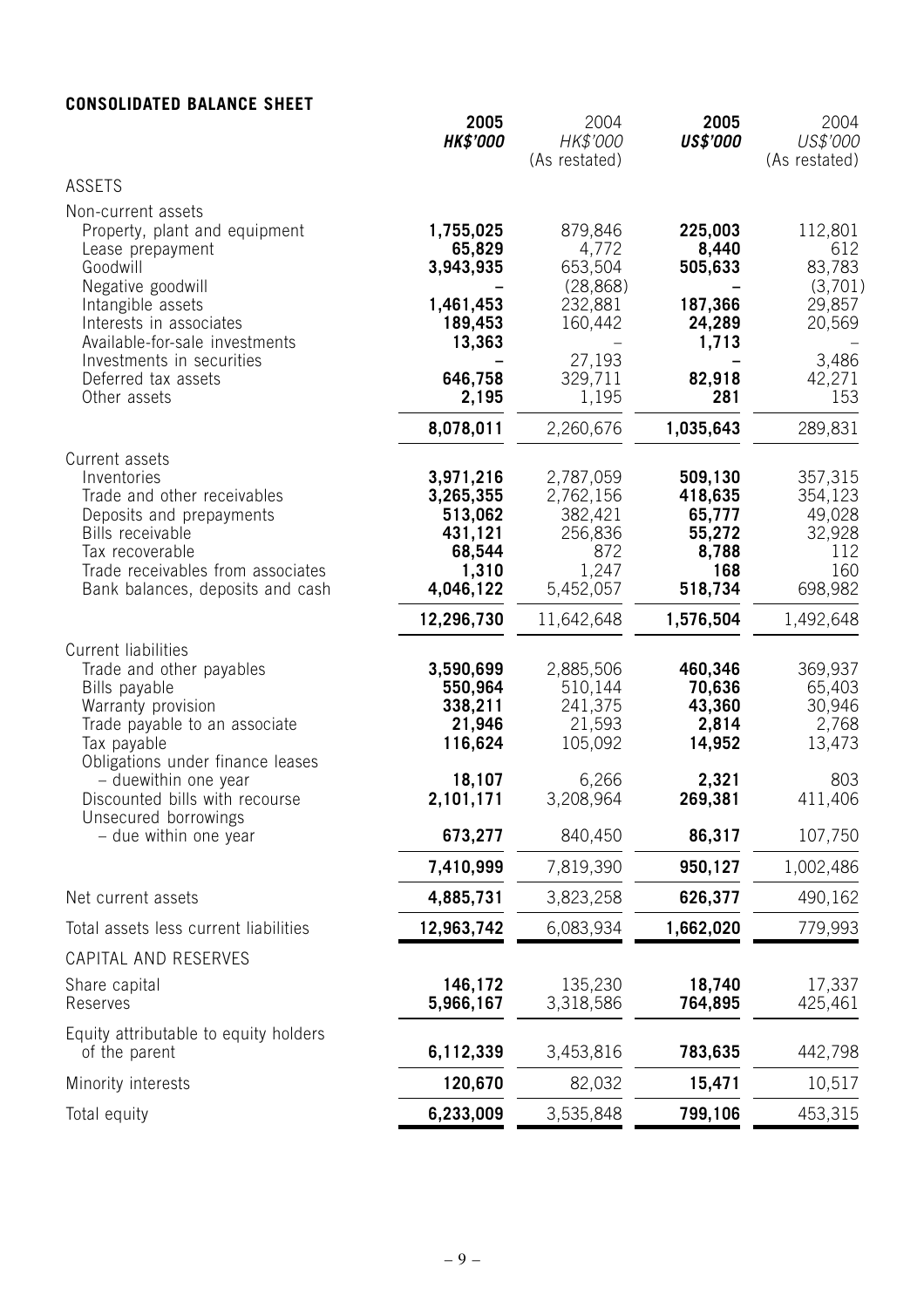**CONSOLIDATED BALANCE SHEET**

| | 2005 HK$'000 | 2004 HK$'000 (As restated) | 2005 US$'000 | 2004 US$'000 (As restated) |
|---|---|---|---|---|
| ASSETS | | | | |
| Non-current assets | | | | |
| Property, plant and equipment | **1,755,025** | 879,846 | **225,003** | 112,801 |
| Lease prepayment | **65,829** | 4,772 | **8,440** | 612 |
| Goodwill | **3,943,935** | 653,504 | **505,633** | 83,783 |
| Negative goodwill | **–** | (28,868) | **–** | (3,701) |
| Intangible assets | **1,461,453** | 232,881 | **187,366** | 29,857 |
| Interests in associates | **189,453** | 160,442 | **24,289** | 20,569 |
| Available-for-sale investments | **13,363** | – | **1,713** | – |
| Investments in securities | **–** | 27,193 | **–** | 3,486 |
| Deferred tax assets | **646,758** | 329,711 | **82,918** | 42,271 |
| Other assets | **2,195** | 1,195 | **281** | 153 |
| | **8,078,011** | 2,260,676 | **1,035,643** | 289,831 |
| Current assets | | | | |
| Inventories | **3,971,216** | 2,787,059 | **509,130** | 357,315 |
| Trade and other receivables | **3,265,355** | 2,762,156 | **418,635** | 354,123 |
| Deposits and prepayments | **513,062** | 382,421 | **65,777** | 49,028 |
| Bills receivable | **431,121** | 256,836 | **55,272** | 32,928 |
| Tax recoverable | **68,544** | 872 | **8,788** | 112 |
| Trade receivables from associates | **1,310** | 1,247 | **168** | 160 |
| Bank balances, deposits and cash | **4,046,122** | 5,452,057 | **518,734** | 698,982 |
| | **12,296,730** | 11,642,648 | **1,576,504** | 1,492,648 |
| Current liabilities | | | | |
| Trade and other payables | **3,590,699** | 2,885,506 | **460,346** | 369,937 |
| Bills payable | **550,964** | 510,144 | **70,636** | 65,403 |
| Warranty provision | **338,211** | 241,375 | **43,360** | 30,946 |
| Trade payable to an associate | **21,946** | 21,593 | **2,814** | 2,768 |
| Tax payable | **116,624** | 105,092 | **14,952** | 13,473 |
| Obligations under finance leases – duewithin one year | **18,107** | 6,266 | **2,321** | 803 |
| Discounted bills with recourse | **2,101,171** | 3,208,964 | **269,381** | 411,406 |
| Unsecured borrowings – due within one year | **673,277** | 840,450 | **86,317** | 107,750 |
| | **7,410,999** | 7,819,390 | **950,127** | 1,002,486 |
| Net current assets | **4,885,731** | 3,823,258 | **626,377** | 490,162 |
| Total assets less current liabilities | **12,963,742** | 6,083,934 | **1,662,020** | 779,993 |
| CAPITAL AND RESERVES | | | | |
| Share capital | **146,172** | 135,230 | **18,740** | 17,337 |
| Reserves | **5,966,167** | 3,318,586 | **764,895** | 425,461 |
| Equity attributable to equity holders of the parent | **6,112,339** | 3,453,816 | **783,635** | 442,798 |
| Minority interests | **120,670** | 82,032 | **15,471** | 10,517 |
| Total equity | **6,233,009** | 3,535,848 | **799,106** | 453,315 |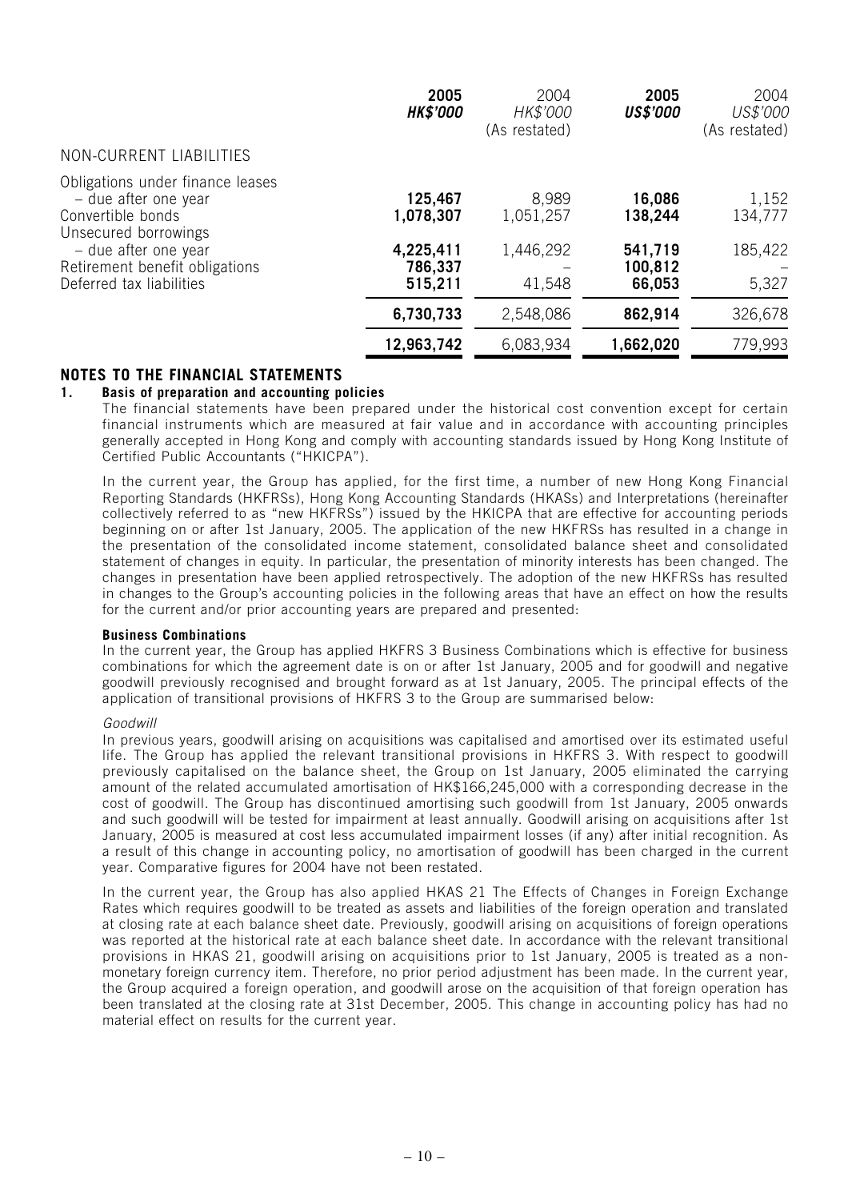| | 2005<br>**HK$'000** | 2004<br>*HK$'000*<br>(As restated) | 2005<br>**US$'000** | 2004<br>*US$'000*<br>(As restated) |
|---|---|---|---|---|
| NON-CURRENT LIABILITIES | | | | |
| Obligations under finance leases | | | | |
| – due after one year | **125,467** | 8,989 | **16,086** | 1,152 |
| Convertible bonds | **1,078,307** | 1,051,257 | **138,244** | 134,777 |
| Unsecured borrowings | | | | |
| – due after one year | **4,225,411** | 1,446,292 | **541,719** | 185,422 |
| Retirement benefit obligations | **786,337** | – | **100,812** | – |
| Deferred tax liabilities | **515,211** | 41,548 | **66,053** | 5,327 |
| | **6,730,733** | 2,548,086 | **862,914** | 326,678 |
| | **12,963,742** | 6,083,934 | **1,662,020** | 779,993 |

## NOTES TO THE FINANCIAL STATEMENTS

### 1. Basis of preparation and accounting policies

The financial statements have been prepared under the historical cost convention except for certain financial instruments which are measured at fair value and in accordance with accounting principles generally accepted in Hong Kong and comply with accounting standards issued by Hong Kong Institute of Certified Public Accountants ("HKICPA").

In the current year, the Group has applied, for the first time, a number of new Hong Kong Financial Reporting Standards (HKFRSs), Hong Kong Accounting Standards (HKASs) and Interpretations (hereinafter collectively referred to as "new HKFRSs") issued by the HKICPA that are effective for accounting periods beginning on or after 1st January, 2005. The application of the new HKFRSs has resulted in a change in the presentation of the consolidated income statement, consolidated balance sheet and consolidated statement of changes in equity. In particular, the presentation of minority interests has been changed. The changes in presentation have been applied retrospectively. The adoption of the new HKFRSs has resulted in changes to the Group's accounting policies in the following areas that have an effect on how the results for the current and/or prior accounting years are prepared and presented:

**Business Combinations**

In the current year, the Group has applied HKFRS 3 Business Combinations which is effective for business combinations for which the agreement date is on or after 1st January, 2005 and for goodwill and negative goodwill previously recognised and brought forward as at 1st January, 2005. The principal effects of the application of transitional provisions of HKFRS 3 to the Group are summarised below:

*Goodwill*

In previous years, goodwill arising on acquisitions was capitalised and amortised over its estimated useful life. The Group has applied the relevant transitional provisions in HKFRS 3. With respect to goodwill previously capitalised on the balance sheet, the Group on 1st January, 2005 eliminated the carrying amount of the related accumulated amortisation of HK$166,245,000 with a corresponding decrease in the cost of goodwill. The Group has discontinued amortising such goodwill from 1st January, 2005 onwards and such goodwill will be tested for impairment at least annually. Goodwill arising on acquisitions after 1st January, 2005 is measured at cost less accumulated impairment losses (if any) after initial recognition. As a result of this change in accounting policy, no amortisation of goodwill has been charged in the current year. Comparative figures for 2004 have not been restated.

In the current year, the Group has also applied HKAS 21 The Effects of Changes in Foreign Exchange Rates which requires goodwill to be treated as assets and liabilities of the foreign operation and translated at closing rate at each balance sheet date. Previously, goodwill arising on acquisitions of foreign operations was reported at the historical rate at each balance sheet date. In accordance with the relevant transitional provisions in HKAS 21, goodwill arising on acquisitions prior to 1st January, 2005 is treated as a non-monetary foreign currency item. Therefore, no prior period adjustment has been made. In the current year, the Group acquired a foreign operation, and goodwill arose on the acquisition of that foreign operation has been translated at the closing rate at 31st December, 2005. This change in accounting policy has had no material effect on results for the current year.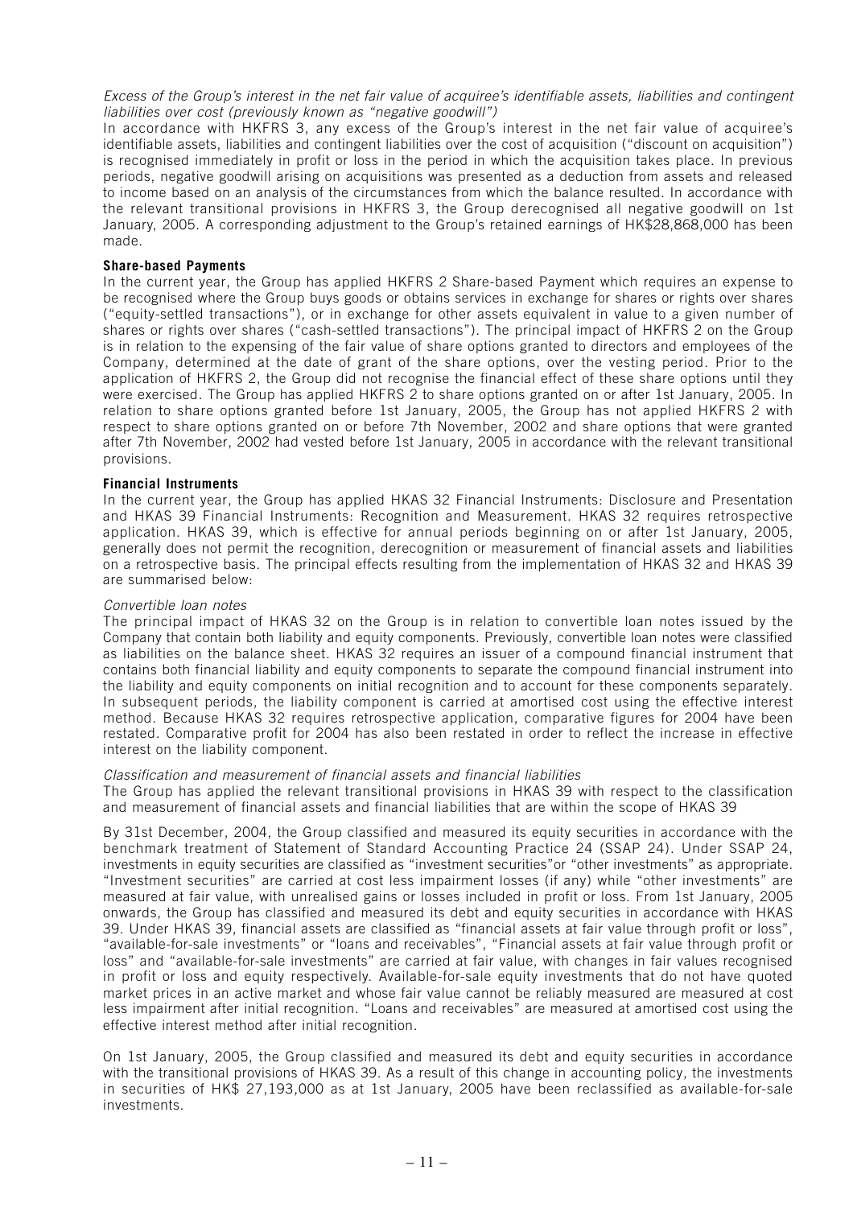*Excess of the Group's interest in the net fair value of acquiree's identifiable assets, liabilities and contingent liabilities over cost (previously known as "negative goodwill")*

In accordance with HKFRS 3, any excess of the Group's interest in the net fair value of acquiree's identifiable assets, liabilities and contingent liabilities over the cost of acquisition ("discount on acquisition") is recognised immediately in profit or loss in the period in which the acquisition takes place. In previous periods, negative goodwill arising on acquisitions was presented as a deduction from assets and released to income based on an analysis of the circumstances from which the balance resulted. In accordance with the relevant transitional provisions in HKFRS 3, the Group derecognised all negative goodwill on 1st January, 2005. A corresponding adjustment to the Group's retained earnings of HK$28,868,000 has been made.

**Share-based Payments**

In the current year, the Group has applied HKFRS 2 Share-based Payment which requires an expense to be recognised where the Group buys goods or obtains services in exchange for shares or rights over shares ("equity-settled transactions"), or in exchange for other assets equivalent in value to a given number of shares or rights over shares ("cash-settled transactions"). The principal impact of HKFRS 2 on the Group is in relation to the expensing of the fair value of share options granted to directors and employees of the Company, determined at the date of grant of the share options, over the vesting period. Prior to the application of HKFRS 2, the Group did not recognise the financial effect of these share options until they were exercised. The Group has applied HKFRS 2 to share options granted on or after 1st January, 2005. In relation to share options granted before 1st January, 2005, the Group has not applied HKFRS 2 with respect to share options granted on or before 7th November, 2002 and share options that were granted after 7th November, 2002 had vested before 1st January, 2005 in accordance with the relevant transitional provisions.

**Financial Instruments**

In the current year, the Group has applied HKAS 32 Financial Instruments: Disclosure and Presentation and HKAS 39 Financial Instruments: Recognition and Measurement. HKAS 32 requires retrospective application. HKAS 39, which is effective for annual periods beginning on or after 1st January, 2005, generally does not permit the recognition, derecognition or measurement of financial assets and liabilities on a retrospective basis. The principal effects resulting from the implementation of HKAS 32 and HKAS 39 are summarised below:

*Convertible loan notes*

The principal impact of HKAS 32 on the Group is in relation to convertible loan notes issued by the Company that contain both liability and equity components. Previously, convertible loan notes were classified as liabilities on the balance sheet. HKAS 32 requires an issuer of a compound financial instrument that contains both financial liability and equity components to separate the compound financial instrument into the liability and equity components on initial recognition and to account for these components separately. In subsequent periods, the liability component is carried at amortised cost using the effective interest method. Because HKAS 32 requires retrospective application, comparative figures for 2004 have been restated. Comparative profit for 2004 has also been restated in order to reflect the increase in effective interest on the liability component.

*Classification and measurement of financial assets and financial liabilities*

The Group has applied the relevant transitional provisions in HKAS 39 with respect to the classification and measurement of financial assets and financial liabilities that are within the scope of HKAS 39

By 31st December, 2004, the Group classified and measured its equity securities in accordance with the benchmark treatment of Statement of Standard Accounting Practice 24 (SSAP 24). Under SSAP 24, investments in equity securities are classified as "investment securities"or "other investments" as appropriate. "Investment securities" are carried at cost less impairment losses (if any) while "other investments" are measured at fair value, with unrealised gains or losses included in profit or loss. From 1st January, 2005 onwards, the Group has classified and measured its debt and equity securities in accordance with HKAS 39. Under HKAS 39, financial assets are classified as "financial assets at fair value through profit or loss", "available-for-sale investments" or "loans and receivables", "Financial assets at fair value through profit or loss" and "available-for-sale investments" are carried at fair value, with changes in fair values recognised in profit or loss and equity respectively. Available-for-sale equity investments that do not have quoted market prices in an active market and whose fair value cannot be reliably measured are measured at cost less impairment after initial recognition. "Loans and receivables" are measured at amortised cost using the effective interest method after initial recognition.

On 1st January, 2005, the Group classified and measured its debt and equity securities in accordance with the transitional provisions of HKAS 39. As a result of this change in accounting policy, the investments in securities of HK$ 27,193,000 as at 1st January, 2005 have been reclassified as available-for-sale investments.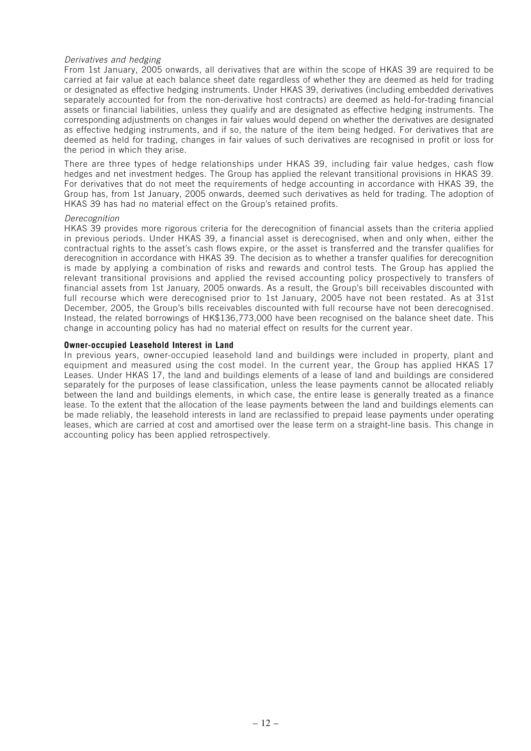*Derivatives and hedging*

From 1st January, 2005 onwards, all derivatives that are within the scope of HKAS 39 are required to be carried at fair value at each balance sheet date regardless of whether they are deemed as held for trading or designated as effective hedging instruments. Under HKAS 39, derivatives (including embedded derivatives separately accounted for from the non-derivative host contracts) are deemed as held-for-trading financial assets or financial liabilities, unless they qualify and are designated as effective hedging instruments. The corresponding adjustments on changes in fair values would depend on whether the derivatives are designated as effective hedging instruments, and if so, the nature of the item being hedged. For derivatives that are deemed as held for trading, changes in fair values of such derivatives are recognised in profit or loss for the period in which they arise.

There are three types of hedge relationships under HKAS 39, including fair value hedges, cash flow hedges and net investment hedges. The Group has applied the relevant transitional provisions in HKAS 39. For derivatives that do not meet the requirements of hedge accounting in accordance with HKAS 39, the Group has, from 1st January, 2005 onwards, deemed such derivatives as held for trading. The adoption of HKAS 39 has had no material effect on the Group's retained profits.

*Derecognition*

HKAS 39 provides more rigorous criteria for the derecognition of financial assets than the criteria applied in previous periods. Under HKAS 39, a financial asset is derecognised, when and only when, either the contractual rights to the asset's cash flows expire, or the asset is transferred and the transfer qualifies for derecognition in accordance with HKAS 39. The decision as to whether a transfer qualifies for derecognition is made by applying a combination of risks and rewards and control tests. The Group has applied the relevant transitional provisions and applied the revised accounting policy prospectively to transfers of financial assets from 1st January, 2005 onwards. As a result, the Group's bill receivables discounted with full recourse which were derecognised prior to 1st January, 2005 have not been restated. As at 31st December, 2005, the Group's bills receivables discounted with full recourse have not been derecognised. Instead, the related borrowings of HK$136,773,000 have been recognised on the balance sheet date. This change in accounting policy has had no material effect on results for the current year.

**Owner-occupied Leasehold Interest in Land**

In previous years, owner-occupied leasehold land and buildings were included in property, plant and equipment and measured using the cost model. In the current year, the Group has applied HKAS 17 Leases. Under HKAS 17, the land and buildings elements of a lease of land and buildings are considered separately for the purposes of lease classification, unless the lease payments cannot be allocated reliably between the land and buildings elements, in which case, the entire lease is generally treated as a finance lease. To the extent that the allocation of the lease payments between the land and buildings elements can be made reliably, the leasehold interests in land are reclassified to prepaid lease payments under operating leases, which are carried at cost and amortised over the lease term on a straight-line basis. This change in accounting policy has been applied retrospectively.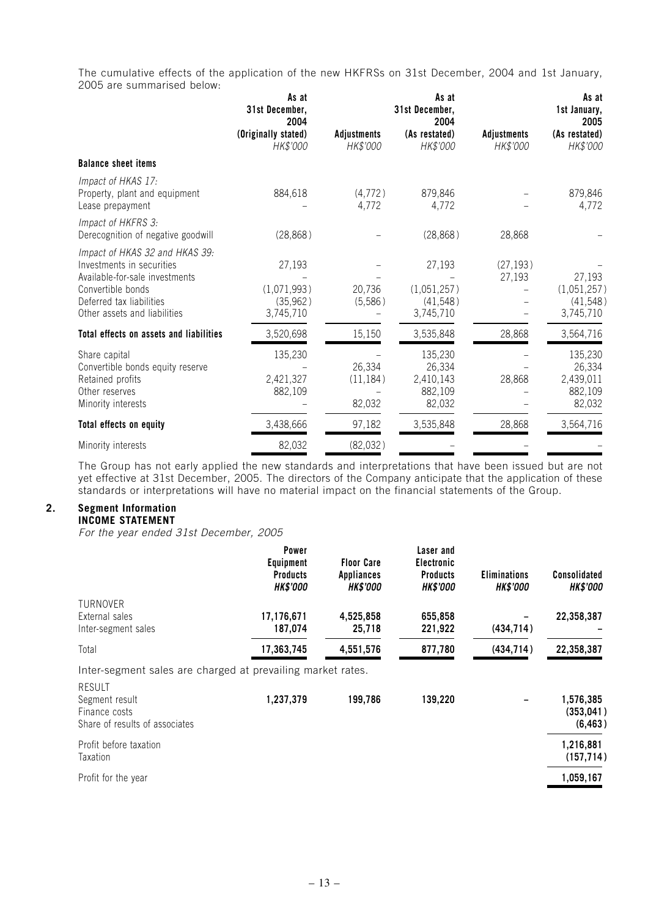The cumulative effects of the application of the new HKFRSs on 31st December, 2004 and 1st January, 2005 are summarised below:

| | As at 31st December, 2004 (Originally stated) HK$'000 | Adjustments HK$'000 | As at 31st December, 2004 (As restated) HK$'000 | Adjustments HK$'000 | As at 1st January, 2005 (As restated) HK$'000 |
|---|---|---|---|---|---|
| **Balance sheet items** | | | | | |
| *Impact of HKAS 17:* | | | | | |
| Property, plant and equipment | 884,618 | (4,772) | 879,846 | – | 879,846 |
| Lease prepayment | – | 4,772 | 4,772 | – | 4,772 |
| *Impact of HKFRS 3:* | | | | | |
| Derecognition of negative goodwill | (28,868) | – | (28,868) | 28,868 | – |
| *Impact of HKAS 32 and HKAS 39:* | | | | | |
| Investments in securities | 27,193 | – | 27,193 | (27,193) | – |
| Available-for-sale investments | – | – | – | 27,193 | 27,193 |
| Convertible bonds | (1,071,993) | 20,736 | (1,051,257) | – | (1,051,257) |
| Deferred tax liabilities | (35,962) | (5,586) | (41,548) | – | (41,548) |
| Other assets and liabilities | 3,745,710 | – | 3,745,710 | – | 3,745,710 |
| **Total effects on assets and liabilities** | 3,520,698 | 15,150 | 3,535,848 | 28,868 | 3,564,716 |
| Share capital | 135,230 | – | 135,230 | – | 135,230 |
| Convertible bonds equity reserve | – | 26,334 | 26,334 | – | 26,334 |
| Retained profits | 2,421,327 | (11,184) | 2,410,143 | 28,868 | 2,439,011 |
| Other reserves | 882,109 | – | 882,109 | – | 882,109 |
| Minority interests | – | 82,032 | 82,032 | – | 82,032 |
| **Total effects on equity** | 3,438,666 | 97,182 | 3,535,848 | 28,868 | 3,564,716 |
| Minority interests | 82,032 | (82,032) | – | – | – |

The Group has not early applied the new standards and interpretations that have been issued but are not yet effective at 31st December, 2005. The directors of the Company anticipate that the application of these standards or interpretations will have no material impact on the financial statements of the Group.

## 2. Segment Information

### INCOME STATEMENT

*For the year ended 31st December, 2005*

| | Power Equipment Products ***HK$'000*** | Floor Care Appliances ***HK$'000*** | Laser and Electronic Products ***HK$'000*** | Eliminations ***HK$'000*** | Consolidated ***HK$'000*** |
|---|---|---|---|---|---|
| TURNOVER | | | | | |
| External sales | **17,176,671** | **4,525,858** | **655,858** | **–** | **22,358,387** |
| Inter-segment sales | **187,074** | **25,718** | **221,922** | **(434,714)** | **–** |
| Total | **17,363,745** | **4,551,576** | **877,780** | **(434,714)** | **22,358,387** |

Inter-segment sales are charged at prevailing market rates.

| | Power Equipment Products ***HK$'000*** | Floor Care Appliances ***HK$'000*** | Laser and Electronic Products ***HK$'000*** | Eliminations ***HK$'000*** | Consolidated ***HK$'000*** |
|---|---|---|---|---|---|
| RESULT | | | | | |
| Segment result | **1,237,379** | **199,786** | **139,220** | **–** | **1,576,385** |
| Finance costs | | | | | **(353,041)** |
| Share of results of associates | | | | | **(6,463)** |
| Profit before taxation | | | | | **1,216,881** |
| Taxation | | | | | **(157,714)** |
| Profit for the year | | | | | **1,059,167** |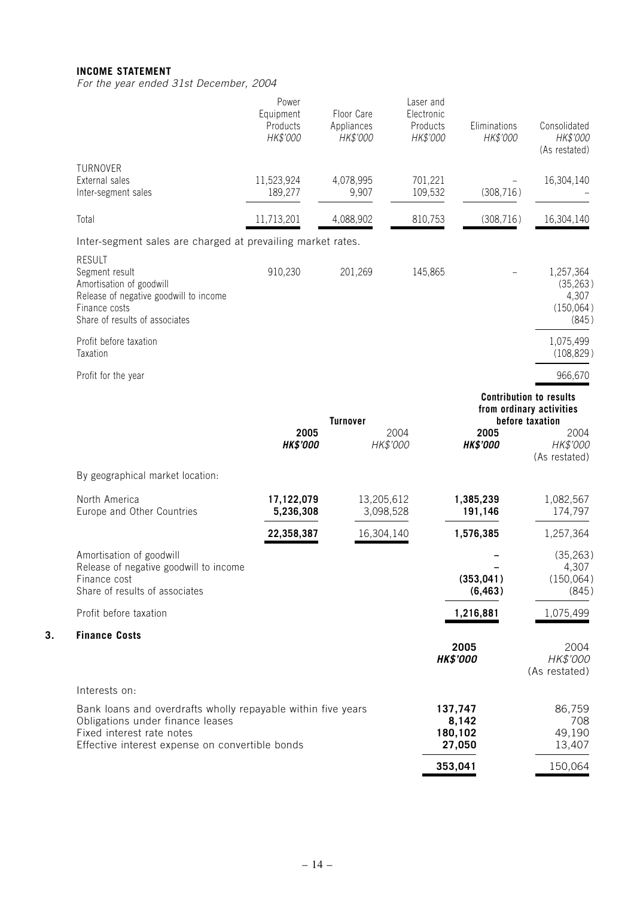**INCOME STATEMENT**

*For the year ended 31st December, 2004*

| | Power Equipment Products *HK$'000* | Floor Care Appliances *HK$'000* | Laser and Electronic Products *HK$'000* | Eliminations *HK$'000* | Consolidated *HK$'000* (As restated) |
|---|---|---|---|---|---|
| TURNOVER | | | | | |
| External sales | 11,523,924 | 4,078,995 | 701,221 | – | 16,304,140 |
| Inter-segment sales | 189,277 | 9,907 | 109,532 | (308,716) | – |
| Total | 11,713,201 | 4,088,902 | 810,753 | (308,716) | 16,304,140 |

Inter-segment sales are charged at prevailing market rates.

| | Power Equipment Products *HK$'000* | Floor Care Appliances *HK$'000* | Laser and Electronic Products *HK$'000* | Eliminations *HK$'000* | Consolidated *HK$'000* (As restated) |
|---|---|---|---|---|---|
| RESULT | | | | | |
| Segment result | 910,230 | 201,269 | 145,865 | – | 1,257,364 |
| Amortisation of goodwill | | | | | (35,263) |
| Release of negative goodwill to income | | | | | 4,307 |
| Finance costs | | | | | (150,064) |
| Share of results of associates | | | | | (845) |
| Profit before taxation | | | | | 1,075,499 |
| Taxation | | | | | (108,829) |
| Profit for the year | | | | | 966,670 |

| | Turnover | | Contribution to results from ordinary activities before taxation | |
|---|---|---|---|---|
| | **2005** ***HK$'000*** | 2004 *HK$'000* | **2005** ***HK$'000*** | 2004 *HK$'000* (As restated) |
| By geographical market location: | | | | |
| North America | **17,122,079** | 13,205,612 | **1,385,239** | 1,082,567 |
| Europe and Other Countries | **5,236,308** | 3,098,528 | **191,146** | 174,797 |
| | **22,358,387** | 16,304,140 | **1,576,385** | 1,257,364 |
| Amortisation of goodwill | | | **–** | (35,263) |
| Release of negative goodwill to income | | | **–** | 4,307 |
| Finance cost | | | **(353,041)** | (150,064) |
| Share of results of associates | | | **(6,463)** | (845) |
| Profit before taxation | | | **1,216,881** | 1,075,499 |

## 3. Finance Costs

| | **2005** ***HK$'000*** | 2004 *HK$'000* (As restated) |
|---|---|---|
| Interests on: | | |
| Bank loans and overdrafts wholly repayable within five years | **137,747** | 86,759 |
| Obligations under finance leases | **8,142** | 708 |
| Fixed interest rate notes | **180,102** | 49,190 |
| Effective interest expense on convertible bonds | **27,050** | 13,407 |
| | **353,041** | 150,064 |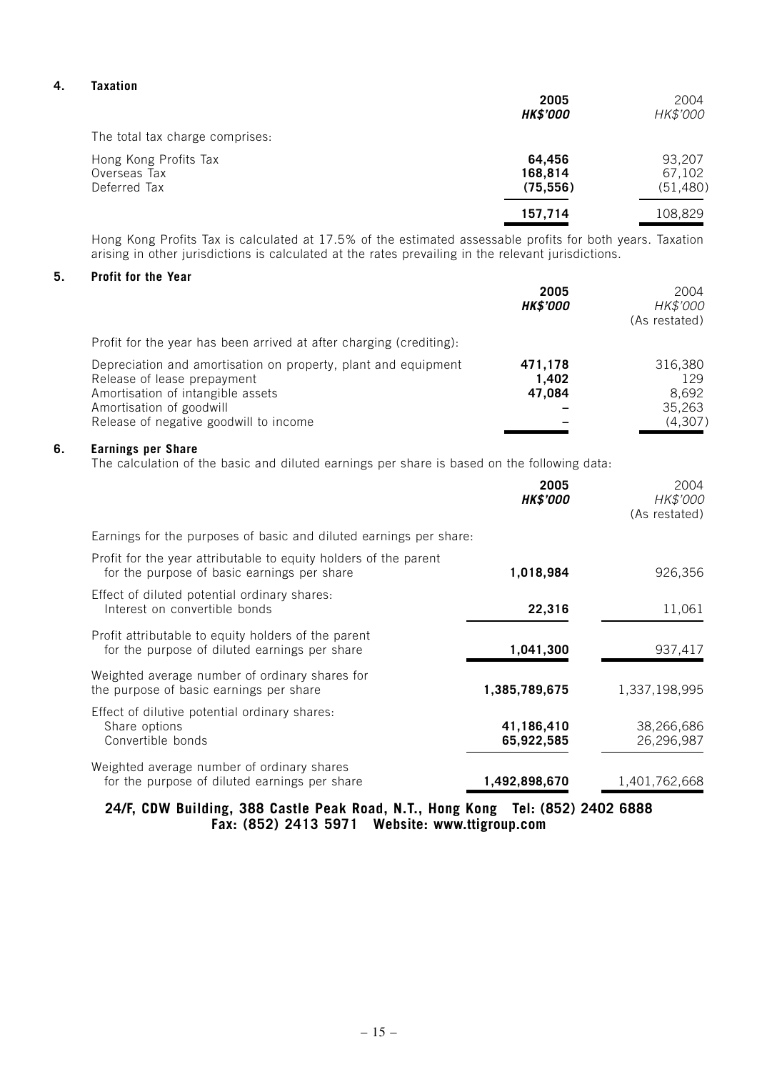## 4. Taxation

| | **2005** | 2004 |
|---|---|---|
| | ***HK$'000*** | *HK$'000* |
| The total tax charge comprises: | | |
| Hong Kong Profits Tax | **64,456** | 93,207 |
| Overseas Tax | **168,814** | 67,102 |
| Deferred Tax | **(75,556)** | (51,480) |
| | **157,714** | 108,829 |

Hong Kong Profits Tax is calculated at 17.5% of the estimated assessable profits for both years. Taxation arising in other jurisdictions is calculated at the rates prevailing in the relevant jurisdictions.

## 5. Profit for the Year

| | **2005** | 2004 |
|---|---|---|
| | ***HK$'000*** | *HK$'000* |
| | | (As restated) |
| Profit for the year has been arrived at after charging (crediting): | | |
| Depreciation and amortisation on property, plant and equipment | **471,178** | 316,380 |
| Release of lease prepayment | **1,402** | 129 |
| Amortisation of intangible assets | **47,084** | 8,692 |
| Amortisation of goodwill | **–** | 35,263 |
| Release of negative goodwill to income | **–** | (4,307) |

## 6. Earnings per Share

The calculation of the basic and diluted earnings per share is based on the following data:

| | **2005** | 2004 |
|---|---|---|
| | ***HK$'000*** | *HK$'000* |
| | | (As restated) |
| Earnings for the purposes of basic and diluted earnings per share: | | |
| Profit for the year attributable to equity holders of the parent for the purpose of basic earnings per share | **1,018,984** | 926,356 |
| Effect of diluted potential ordinary shares: Interest on convertible bonds | **22,316** | 11,061 |
| Profit attributable to equity holders of the parent for the purpose of diluted earnings per share | **1,041,300** | 937,417 |
| Weighted average number of ordinary shares for the purpose of basic earnings per share | **1,385,789,675** | 1,337,198,995 |
| Effect of dilutive potential ordinary shares: | | |
| Share options | **41,186,410** | 38,266,686 |
| Convertible bonds | **65,922,585** | 26,296,987 |
| Weighted average number of ordinary shares for the purpose of diluted earnings per share | **1,492,898,670** | 1,401,762,668 |

**24/F, CDW Building, 388 Castle Peak Road, N.T., Hong Kong Tel: (852) 2402 6888**
**Fax: (852) 2413 5971 Website: www.ttigroup.com**